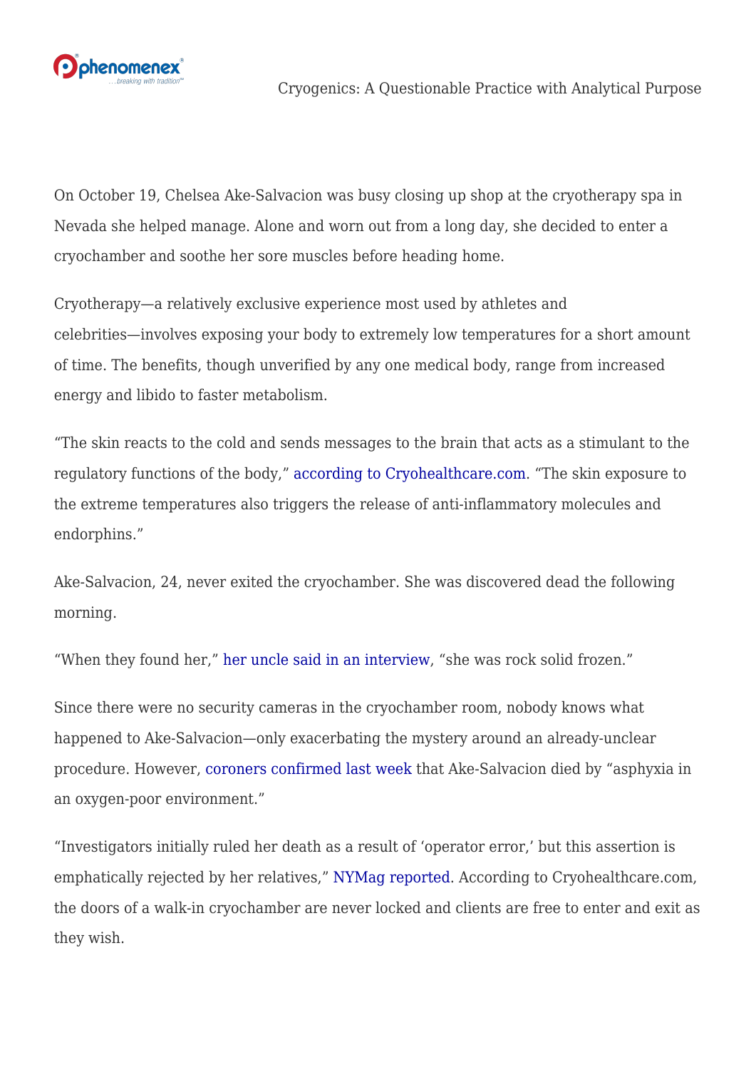On October 19, Chelsea Ake-Salvacion was busy closing up shop at the cryotherapy spa in Nevada she helped manage. Alone and worn out from a long day, she decided to enter a cryochamber and soothe her sore muscles before heading home.

Cryotherapy—a relatively exclusive experience most used by athletes and celebrities—involves exposing your body to extremely low temperatures for a short amount of time. The benefits, though unverified by any one medical body, range from increased energy and libido to faster metabolism.

“The skin reacts to the cold and sends messages to the brain that acts as a stimulant to the regulatory functions of the body,” according to Cryohealthcare.com. “The skin exposure to the extreme temperatures also triggers the release of anti-inflammatory molecules and endorphins.”

Ake-Salvacion, 24, never exited the cryochamber. She was discovered dead the following morning.

“When they found her,” her uncle said in an interview, “she was rock solid frozen.”

Since there were no security cameras in the cryochamber room, nobody knows what happened to Ake-Salvacion—only exacerbating the mystery around an already-unclear procedure. However, coroners confirmed last week that Ake-Salvacion died by “asphyxia in an oxygen-poor environment.”

“Investigators initially ruled her death as a result of ‘operator error,’ but this assertion is emphatically rejected by her relatives,” NYMag reported. According to Cryohealthcare.com, the doors of a walk-in cryochamber are never locked and clients are free to enter and exit as they wish.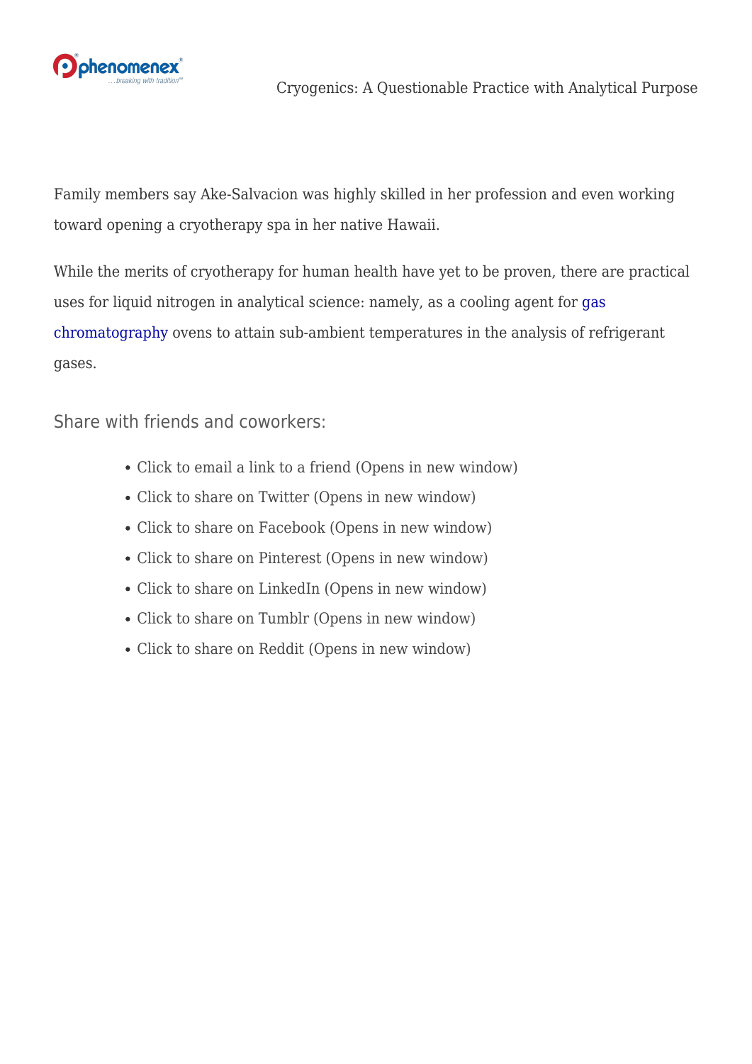Family members say Ake-Salvacion was highly skilled in her profession and even working toward opening a cryotherapy spa in her native Hawaii.

While the merits of cryotherapy for human health have yet to be proven, there are practical uses for liquid nitrogen in analytical science: namely, as a cooling agent for gas chromatography ovens to attain sub-ambient temperatures in the analysis of refrigerant gases.

## Share with friends and coworkers:

- Click to email a link to a friend (Opens in new window)
- Click to share on Twitter (Opens in new window)
- Click to share on Facebook (Opens in new window)
- Click to share on Pinterest (Opens in new window)
- Click to share on LinkedIn (Opens in new window)
- Click to share on Tumblr (Opens in new window)
- Click to share on Reddit (Opens in new window)